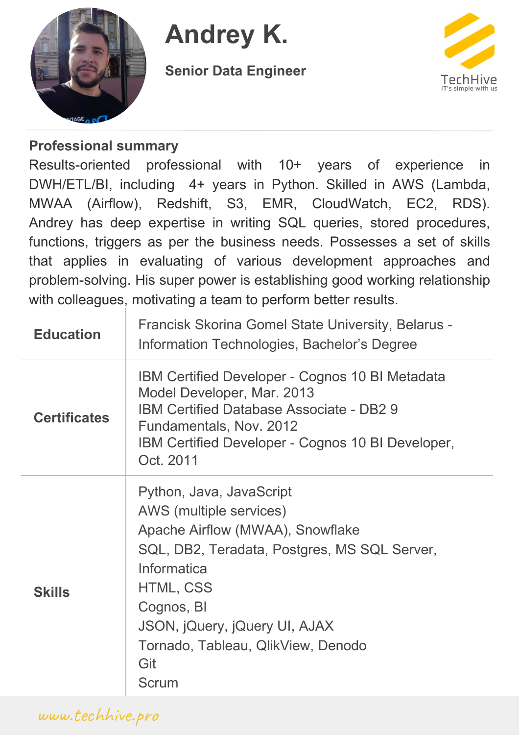# Andrey K.

**Senior Data Engineer**

TechHive
IT's simple with us

## Professional summary

Results-oriented professional with 10+ years of experience in DWH/ETL/BI, including 4+ years in Python. Skilled in AWS (Lambda, MWAA (Airflow), Redshift, S3, EMR, CloudWatch, EC2, RDS). Andrey has deep expertise in writing SQL queries, stored procedures, functions, triggers as per the business needs. Possesses a set of skills that applies in evaluating of various development approaches and problem-solving. His super power is establishing good working relationship with colleagues, motivating a team to perform better results.

| | |
|---|---|
| **Education** | Francisk Skorina Gomel State University, Belarus - Information Technologies, Bachelor's Degree |
| **Certificates** | IBM Certified Developer - Cognos 10 BI Metadata Model Developer, Mar. 2013<br>IBM Certified Database Associate - DB2 9 Fundamentals, Nov. 2012<br>IBM Certified Developer - Cognos 10 BI Developer, Oct. 2011 |
| **Skills** | Python, Java, JavaScript<br>AWS (multiple services)<br>Apache Airflow (MWAA), Snowflake<br>SQL, DB2, Teradata, Postgres, MS SQL Server, Informatica<br>HTML, CSS<br>Cognos, BI<br>JSON, jQuery, jQuery UI, AJAX<br>Tornado, Tableau, QlikView, Denodo<br>Git<br>Scrum |

www.techhive.pro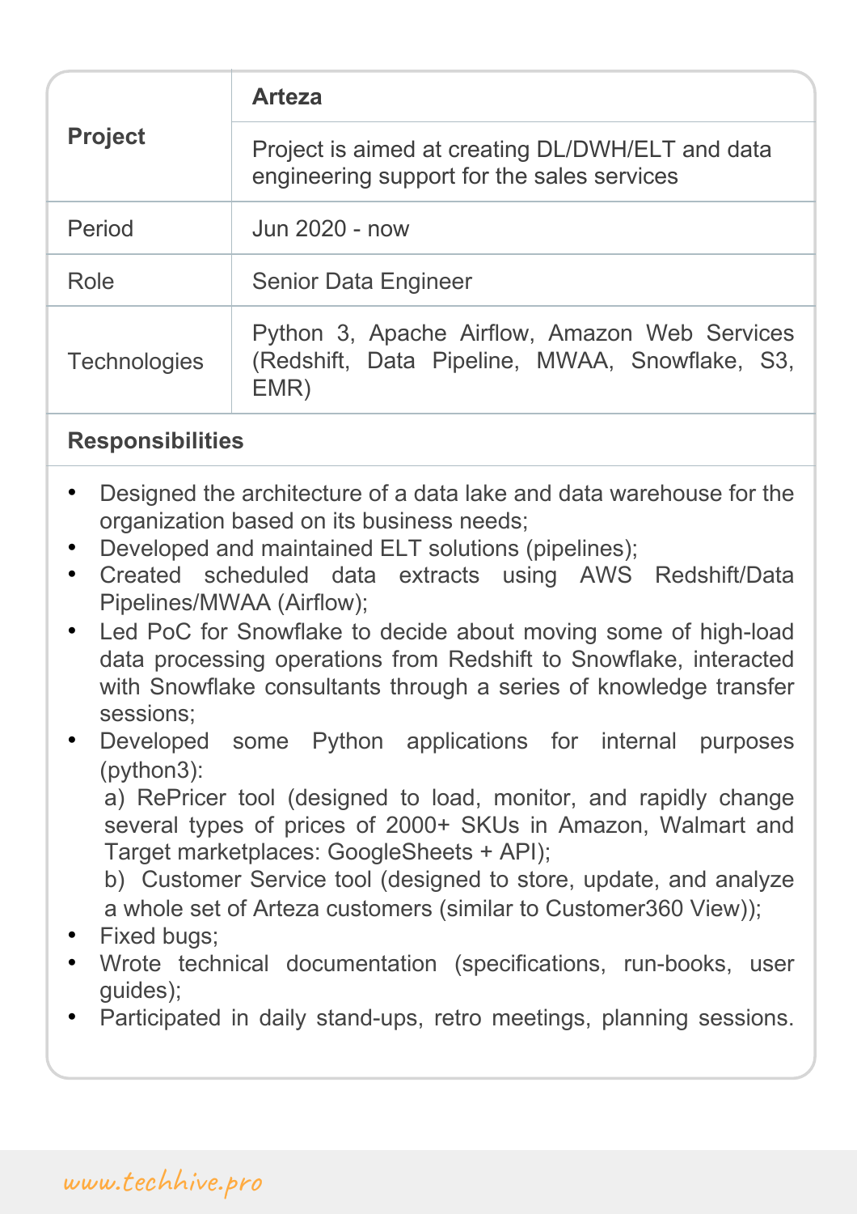| **Project** | **Arteza** |
| --- | --- |
| | Project is aimed at creating DL/DWH/ELT and data engineering support for the sales services |
| Period | Jun 2020 - now |
| Role | Senior Data Engineer |
| Technologies | Python 3, Apache Airflow, Amazon Web Services (Redshift, Data Pipeline, MWAA, Snowflake, S3, EMR) |

**Responsibilities**

- Designed the architecture of a data lake and data warehouse for the organization based on its business needs;
- Developed and maintained ELT solutions (pipelines);
- Created scheduled data extracts using AWS Redshift/Data Pipelines/MWAA (Airflow);
- Led PoC for Snowflake to decide about moving some of high-load data processing operations from Redshift to Snowflake, interacted with Snowflake consultants through a series of knowledge transfer sessions;
- Developed some Python applications for internal purposes (python3):

  a) RePricer tool (designed to load, monitor, and rapidly change several types of prices of 2000+ SKUs in Amazon, Walmart and Target marketplaces: GoogleSheets + API);

  b) Customer Service tool (designed to store, update, and analyze a whole set of Arteza customers (similar to Customer360 View));
- Fixed bugs;
- Wrote technical documentation (specifications, run-books, user guides);
- Participated in daily stand-ups, retro meetings, planning sessions.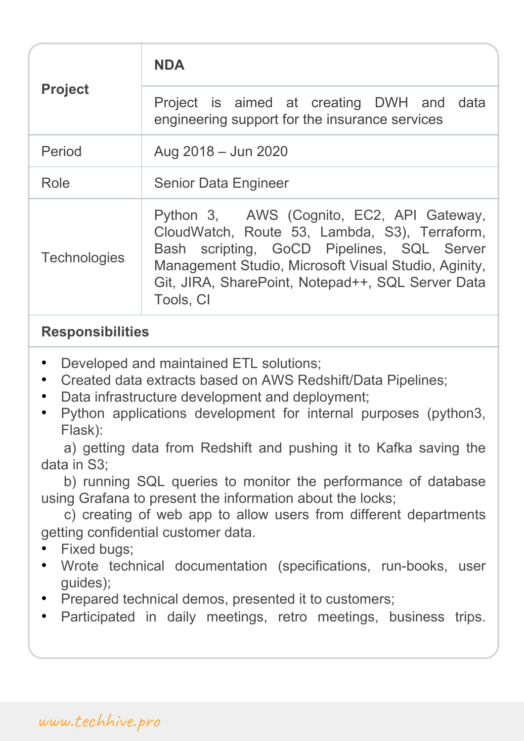| **Project** | **NDA** |
|---|---|
| | Project is aimed at creating DWH and data engineering support for the insurance services |
| Period | Aug 2018 – Jun 2020 |
| Role | Senior Data Engineer |
| Technologies | Python 3, AWS (Cognito, EC2, API Gateway, CloudWatch, Route 53, Lambda, S3), Terraform, Bash scripting, GoCD Pipelines, SQL Server Management Studio, Microsoft Visual Studio, Aginity, Git, JIRA, SharePoint, Notepad++, SQL Server Data Tools, CI |

**Responsibilities**

- Developed and maintained ETL solutions;
- Created data extracts based on AWS Redshift/Data Pipelines;
- Data infrastructure development and deployment;
- Python applications development for internal purposes (python3, Flask):

  a) getting data from Redshift and pushing it to Kafka saving the data in S3;

  b) running SQL queries to monitor the performance of database using Grafana to present the information about the locks;

  c) creating of web app to allow users from different departments getting confidential customer data.
- Fixed bugs;
- Wrote technical documentation (specifications, run-books, user guides);
- Prepared technical demos, presented it to customers;
- Participated in daily meetings, retro meetings, business trips.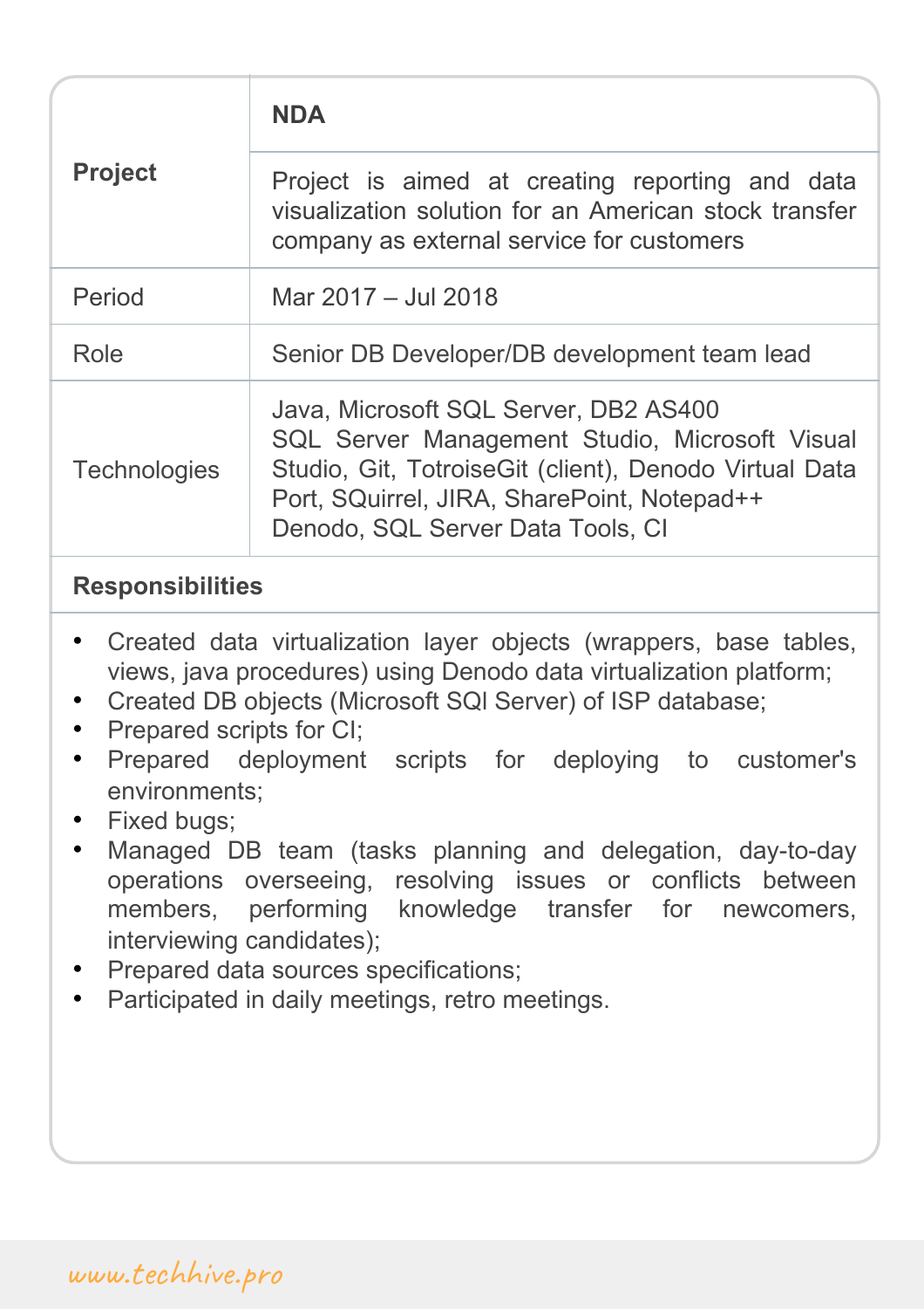| Project | **NDA** |
|---|---|
| | Project is aimed at creating reporting and data visualization solution for an American stock transfer company as external service for customers |
| Period | Mar 2017 – Jul 2018 |
| Role | Senior DB Developer/DB development team lead |
| Technologies | Java, Microsoft SQL Server, DB2 AS400<br>SQL Server Management Studio, Microsoft Visual Studio, Git, TotroiseGit (client), Denodo Virtual Data Port, SQuirrel, JIRA, SharePoint, Notepad++<br>Denodo, SQL Server Data Tools, CI |

**Responsibilities**

- Created data virtualization layer objects (wrappers, base tables, views, java procedures) using Denodo data virtualization platform;
- Created DB objects (Microsoft SQl Server) of ISP database;
- Prepared scripts for CI;
- Prepared deployment scripts for deploying to customer's environments;
- Fixed bugs;
- Managed DB team (tasks planning and delegation, day-to-day operations overseeing, resolving issues or conflicts between members, performing knowledge transfer for newcomers, interviewing candidates);
- Prepared data sources specifications;
- Participated in daily meetings, retro meetings.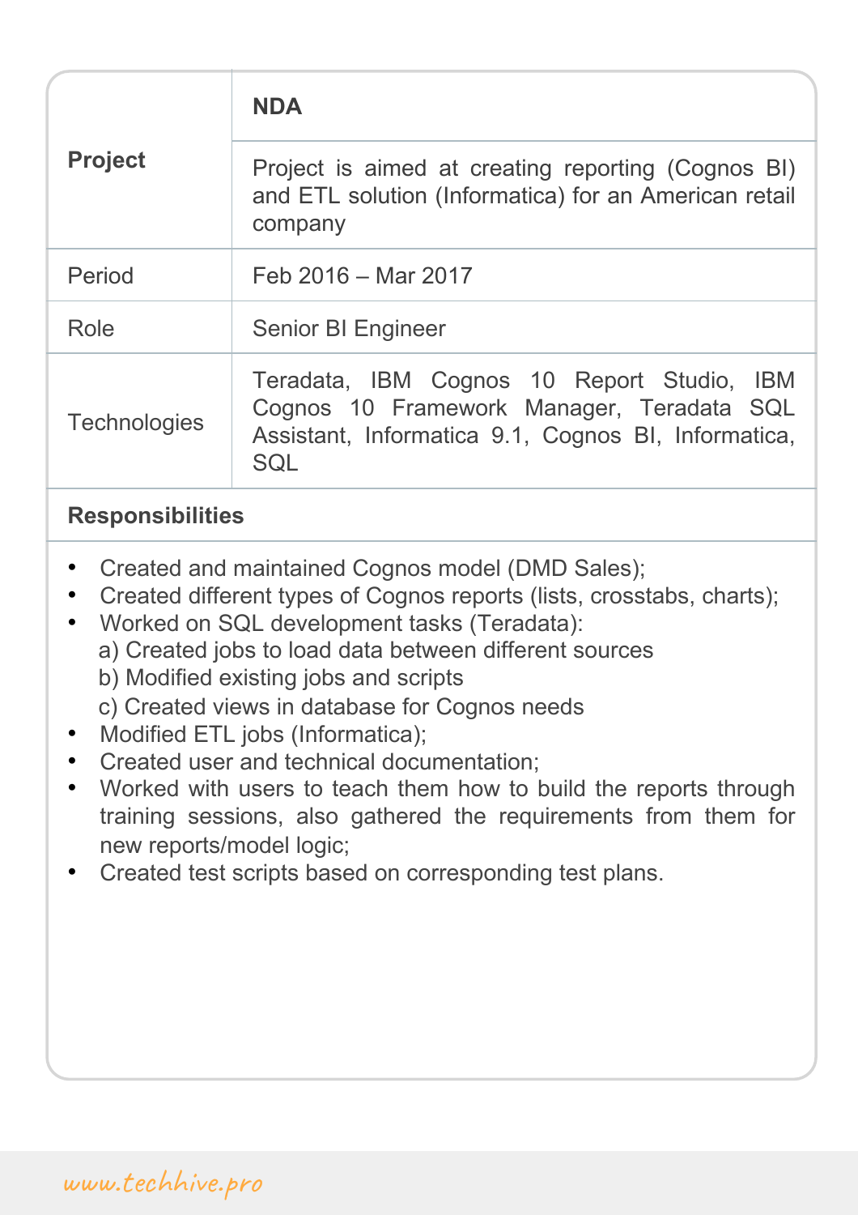| **Project** | **NDA** |
| --- | --- |
| | Project is aimed at creating reporting (Cognos BI) and ETL solution (Informatica) for an American retail company |
| Period | Feb 2016 – Mar 2017 |
| Role | Senior BI Engineer |
| Technologies | Teradata, IBM Cognos 10 Report Studio, IBM Cognos 10 Framework Manager, Teradata SQL Assistant, Informatica 9.1, Cognos BI, Informatica, SQL |

**Responsibilities**

- Created and maintained Cognos model (DMD Sales);
- Created different types of Cognos reports (lists, crosstabs, charts);
- Worked on SQL development tasks (Teradata):
  a) Created jobs to load data between different sources
  b) Modified existing jobs and scripts
  c) Created views in database for Cognos needs
- Modified ETL jobs (Informatica);
- Created user and technical documentation;
- Worked with users to teach them how to build the reports through training sessions, also gathered the requirements from them for new reports/model logic;
- Created test scripts based on corresponding test plans.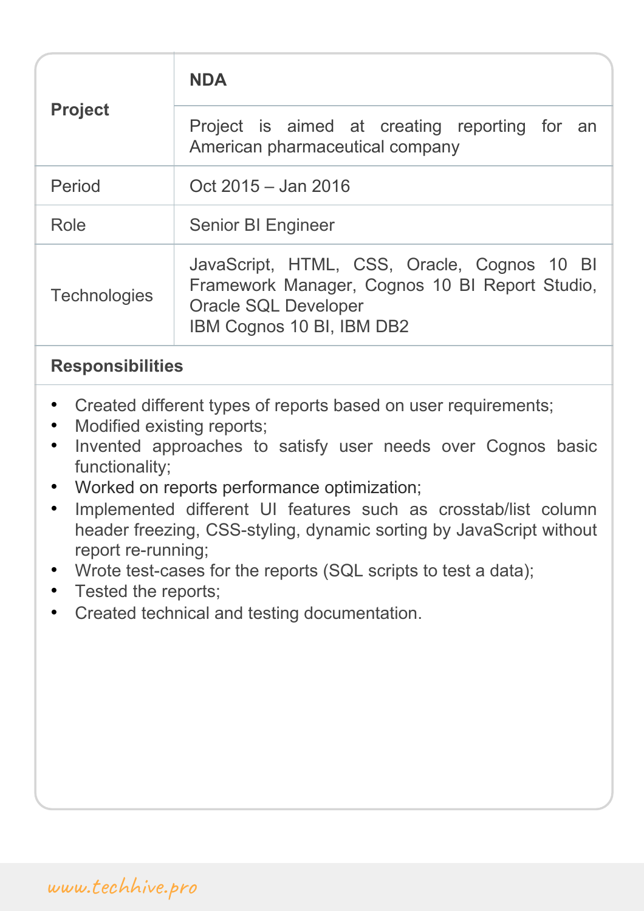| **Project** | **NDA** |
| --- | --- |
| | Project is aimed at creating reporting for an American pharmaceutical company |
| Period | Oct 2015 – Jan 2016 |
| Role | Senior BI Engineer |
| Technologies | JavaScript, HTML, CSS, Oracle, Cognos 10 BI Framework Manager, Cognos 10 BI Report Studio, Oracle SQL Developer<br>IBM Cognos 10 BI, IBM DB2 |

**Responsibilities**

- Created different types of reports based on user requirements;
- Modified existing reports;
- Invented approaches to satisfy user needs over Cognos basic functionality;
- Worked on reports performance optimization;
- Implemented different UI features such as crosstab/list column header freezing, CSS-styling, dynamic sorting by JavaScript without report re-running;
- Wrote test-cases for the reports (SQL scripts to test a data);
- Tested the reports;
- Created technical and testing documentation.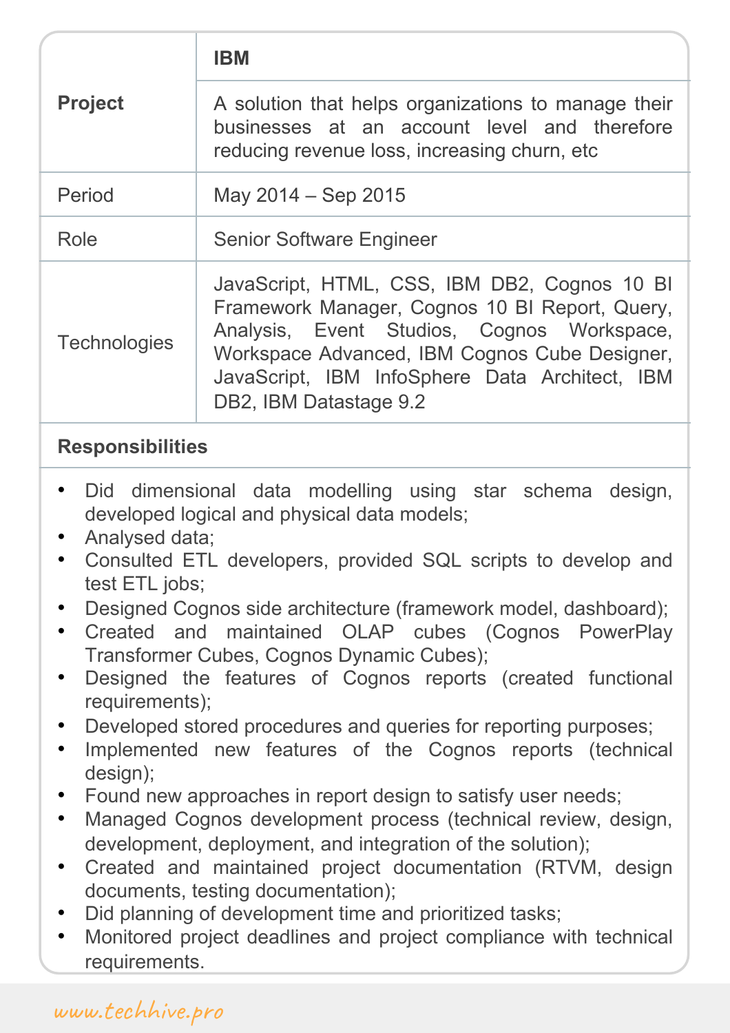| **Project** | **IBM** |
|---|---|
| | A solution that helps organizations to manage their businesses at an account level and therefore reducing revenue loss, increasing churn, etc |
| Period | May 2014 – Sep 2015 |
| Role | Senior Software Engineer |
| Technologies | JavaScript, HTML, CSS, IBM DB2, Cognos 10 BI Framework Manager, Cognos 10 BI Report, Query, Analysis, Event Studios, Cognos Workspace, Workspace Advanced, IBM Cognos Cube Designer, JavaScript, IBM InfoSphere Data Architect, IBM DB2, IBM Datastage 9.2 |

**Responsibilities**

- Did dimensional data modelling using star schema design, developed logical and physical data models;
- Analysed data;
- Consulted ETL developers, provided SQL scripts to develop and test ETL jobs;
- Designed Cognos side architecture (framework model, dashboard);
- Created and maintained OLAP cubes (Cognos PowerPlay Transformer Cubes, Cognos Dynamic Cubes);
- Designed the features of Cognos reports (created functional requirements);
- Developed stored procedures and queries for reporting purposes;
- Implemented new features of the Cognos reports (technical design);
- Found new approaches in report design to satisfy user needs;
- Managed Cognos development process (technical review, design, development, deployment, and integration of the solution);
- Created and maintained project documentation (RTVM, design documents, testing documentation);
- Did planning of development time and prioritized tasks;
- Monitored project deadlines and project compliance with technical requirements.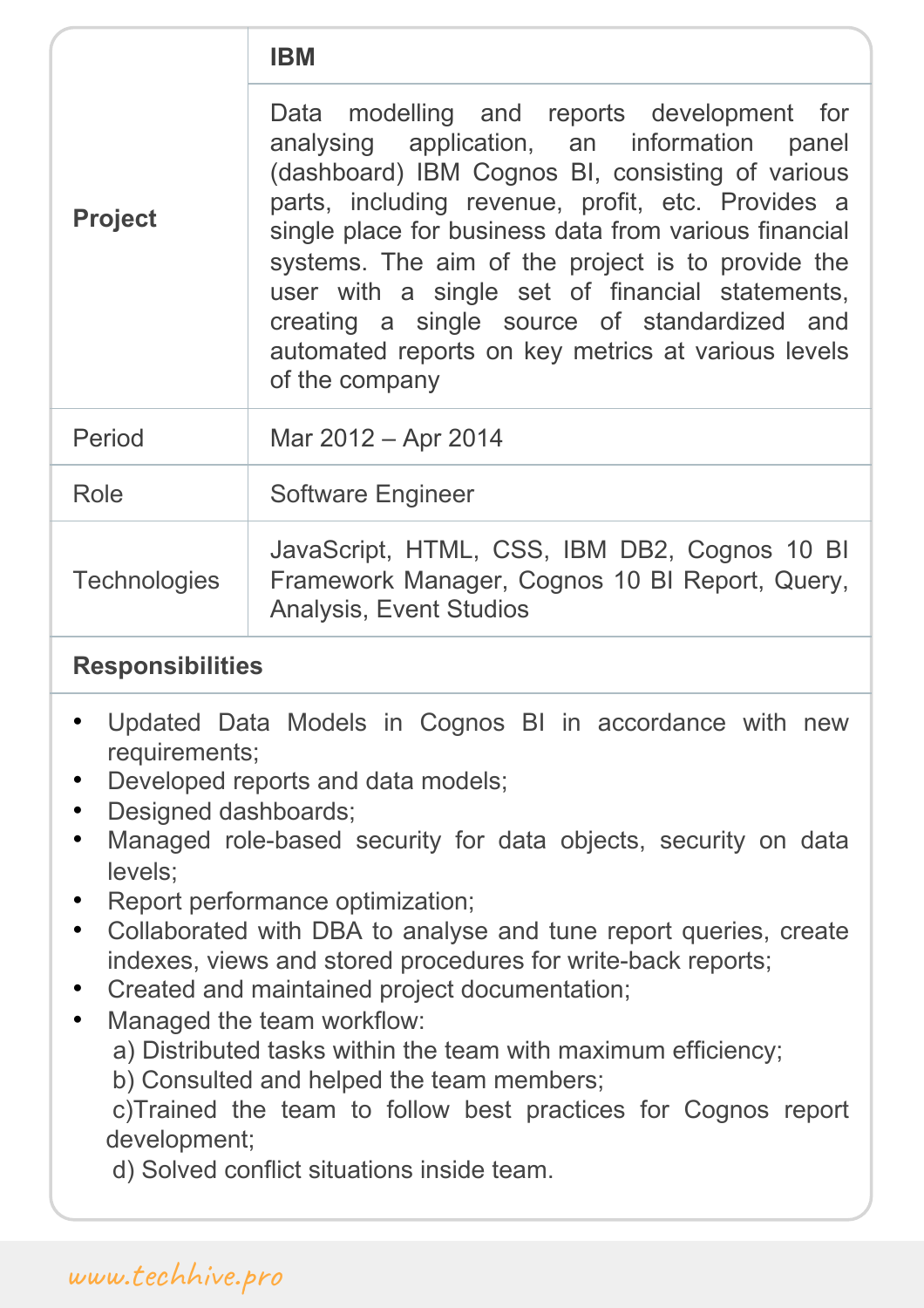| Project | IBM |
|---|---|
| | Data modelling and reports development for analysing application, an information panel (dashboard) IBM Cognos BI, consisting of various parts, including revenue, profit, etc. Provides a single place for business data from various financial systems. The aim of the project is to provide the user with a single set of financial statements, creating a single source of standardized and automated reports on key metrics at various levels of the company |
| Period | Mar 2012 – Apr 2014 |
| Role | Software Engineer |
| Technologies | JavaScript, HTML, CSS, IBM DB2, Cognos 10 BI Framework Manager, Cognos 10 BI Report, Query, Analysis, Event Studios |

**Responsibilities**

- Updated Data Models in Cognos BI in accordance with new requirements;
- Developed reports and data models;
- Designed dashboards;
- Managed role-based security for data objects, security on data levels;
- Report performance optimization;
- Collaborated with DBA to analyse and tune report queries, create indexes, views and stored procedures for write-back reports;
- Created and maintained project documentation;
- Managed the team workflow:
  a) Distributed tasks within the team with maximum efficiency;
  b) Consulted and helped the team members;
  c)Trained the team to follow best practices for Cognos report development;
  d) Solved conflict situations inside team.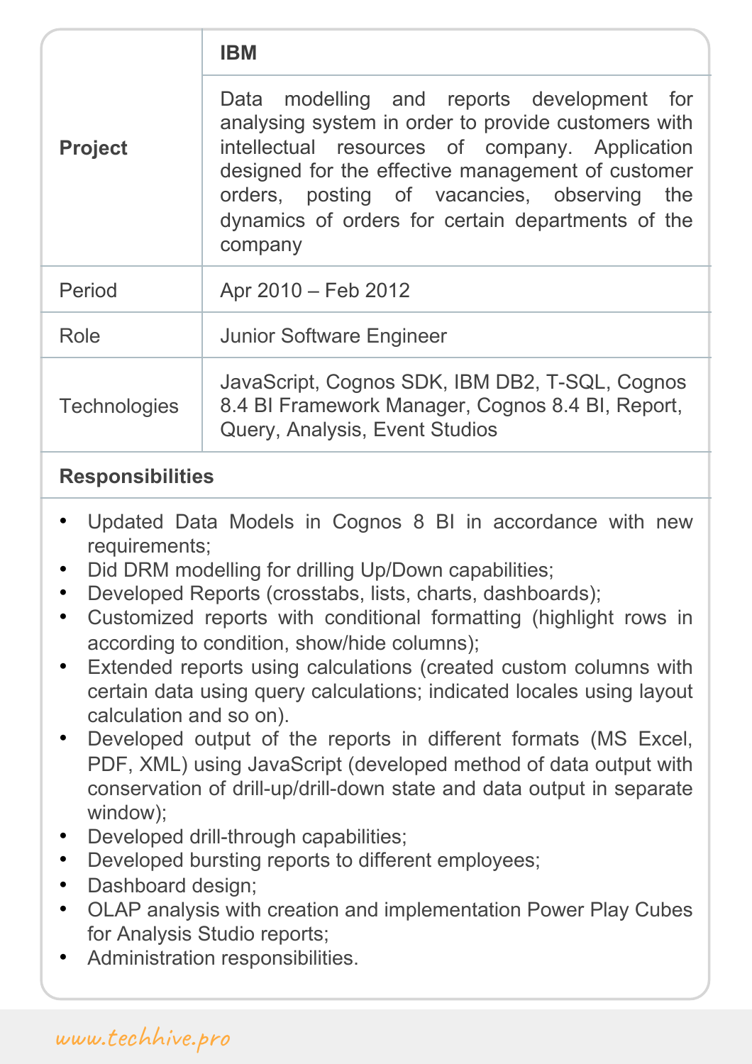| Project | **IBM** |
| --- | --- |
| | Data modelling and reports development for analysing system in order to provide customers with intellectual resources of company. Application designed for the effective management of customer orders, posting of vacancies, observing the dynamics of orders for certain departments of the company |
| Period | Apr 2010 – Feb 2012 |
| Role | Junior Software Engineer |
| Technologies | JavaScript, Cognos SDK, IBM DB2, T-SQL, Cognos 8.4 BI Framework Manager, Cognos 8.4 BI, Report, Query, Analysis, Event Studios |

**Responsibilities**

- Updated Data Models in Cognos 8 BI in accordance with new requirements;
- Did DRM modelling for drilling Up/Down capabilities;
- Developed Reports (crosstabs, lists, charts, dashboards);
- Customized reports with conditional formatting (highlight rows in according to condition, show/hide columns);
- Extended reports using calculations (created custom columns with certain data using query calculations; indicated locales using layout calculation and so on).
- Developed output of the reports in different formats (MS Excel, PDF, XML) using JavaScript (developed method of data output with conservation of drill-up/drill-down state and data output in separate window);
- Developed drill-through capabilities;
- Developed bursting reports to different employees;
- Dashboard design;
- OLAP analysis with creation and implementation Power Play Cubes for Analysis Studio reports;
- Administration responsibilities.